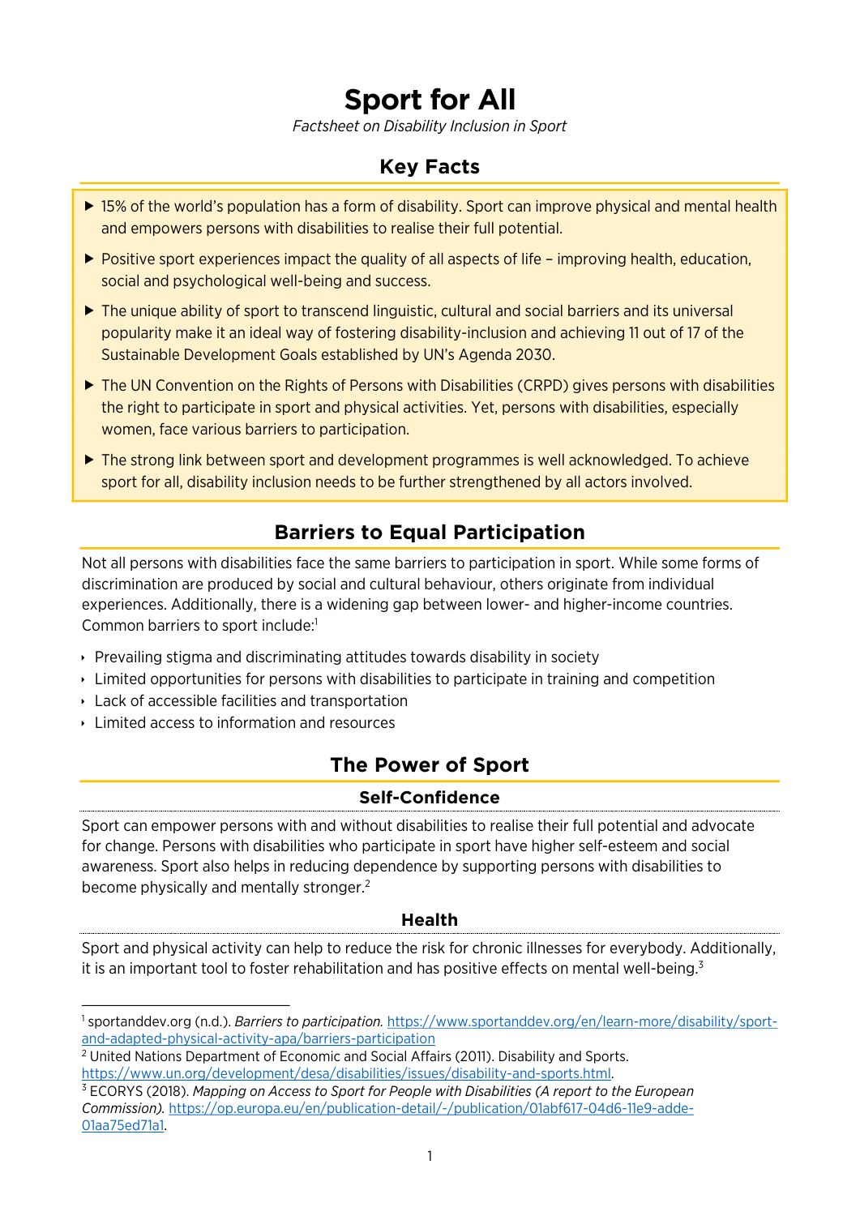# Sport for All

*Factsheet on Disability Inclusion in Sport*

## Key Facts

- 15% of the world's population has a form of disability. Sport can improve physical and mental health and empowers persons with disabilities to realise their full potential.
- Positive sport experiences impact the quality of all aspects of life – improving health, education, social and psychological well-being and success.
- The unique ability of sport to transcend linguistic, cultural and social barriers and its universal popularity make it an ideal way of fostering disability-inclusion and achieving 11 out of 17 of the Sustainable Development Goals established by UN's Agenda 2030.
- The UN Convention on the Rights of Persons with Disabilities (CRPD) gives persons with disabilities the right to participate in sport and physical activities. Yet, persons with disabilities, especially women, face various barriers to participation.
- The strong link between sport and development programmes is well acknowledged. To achieve sport for all, disability inclusion needs to be further strengthened by all actors involved.

## Barriers to Equal Participation

Not all persons with disabilities face the same barriers to participation in sport. While some forms of discrimination are produced by social and cultural behaviour, others originate from individual experiences. Additionally, there is a widening gap between lower- and higher-income countries. Common barriers to sport include:[1]

- Prevailing stigma and discriminating attitudes towards disability in society
- Limited opportunities for persons with disabilities to participate in training and competition
- Lack of accessible facilities and transportation
- Limited access to information and resources

## The Power of Sport

### Self-Confidence

Sport can empower persons with and without disabilities to realise their full potential and advocate for change. Persons with disabilities who participate in sport have higher self-esteem and social awareness. Sport also helps in reducing dependence by supporting persons with disabilities to become physically and mentally stronger.[2]

### Health

Sport and physical activity can help to reduce the risk for chronic illnesses for everybody. Additionally, it is an important tool to foster rehabilitation and has positive effects on mental well-being.[3]

---

[1] sportanddev.org (n.d.). *Barriers to participation.* https://www.sportanddev.org/en/learn-more/disability/sport-and-adapted-physical-activity-apa/barriers-participation

[2] United Nations Department of Economic and Social Affairs (2011). Disability and Sports. https://www.un.org/development/desa/disabilities/issues/disability-and-sports.html.

[3] ECORYS (2018). *Mapping on Access to Sport for People with Disabilities (A report to the European Commission).* https://op.europa.eu/en/publication-detail/-/publication/01abf617-04d6-11e9-adde-01aa75ed71a1.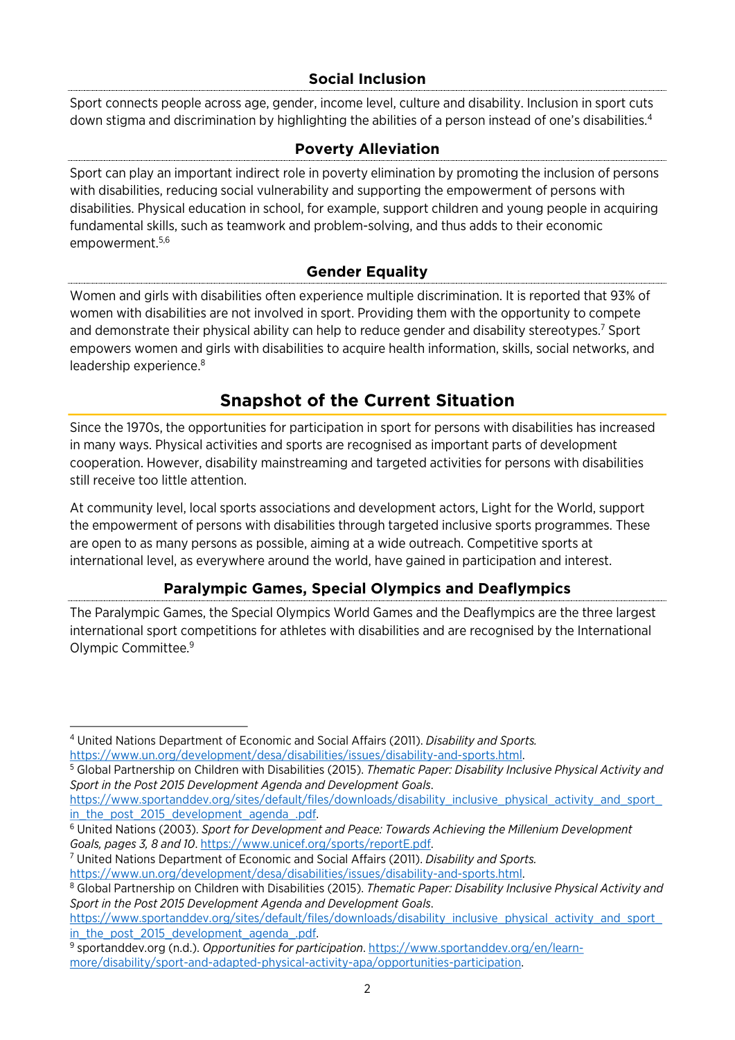### Social Inclusion

Sport connects people across age, gender, income level, culture and disability. Inclusion in sport cuts down stigma and discrimination by highlighting the abilities of a person instead of one's disabilities.[4]

### Poverty Alleviation

Sport can play an important indirect role in poverty elimination by promoting the inclusion of persons with disabilities, reducing social vulnerability and supporting the empowerment of persons with disabilities. Physical education in school, for example, support children and young people in acquiring fundamental skills, such as teamwork and problem-solving, and thus adds to their economic empowerment.[5,6]

### Gender Equality

Women and girls with disabilities often experience multiple discrimination. It is reported that 93% of women with disabilities are not involved in sport. Providing them with the opportunity to compete and demonstrate their physical ability can help to reduce gender and disability stereotypes.[7] Sport empowers women and girls with disabilities to acquire health information, skills, social networks, and leadership experience.[8]

## Snapshot of the Current Situation

Since the 1970s, the opportunities for participation in sport for persons with disabilities has increased in many ways. Physical activities and sports are recognised as important parts of development cooperation. However, disability mainstreaming and targeted activities for persons with disabilities still receive too little attention.

At community level, local sports associations and development actors, Light for the World, support the empowerment of persons with disabilities through targeted inclusive sports programmes. These are open to as many persons as possible, aiming at a wide outreach. Competitive sports at international level, as everywhere around the world, have gained in participation and interest.

### Paralympic Games, Special Olympics and Deaflympics

The Paralympic Games, the Special Olympics World Games and the Deaflympics are the three largest international sport competitions for athletes with disabilities and are recognised by the International Olympic Committee.[9]

---

[4] United Nations Department of Economic and Social Affairs (2011). *Disability and Sports.* https://www.un.org/development/desa/disabilities/issues/disability-and-sports.html.

[5] Global Partnership on Children with Disabilities (2015). *Thematic Paper: Disability Inclusive Physical Activity and Sport in the Post 2015 Development Agenda and Development Goals*. https://www.sportanddev.org/sites/default/files/downloads/disability_inclusive_physical_activity_and_sport_in_the_post_2015_development_agenda_.pdf.

[6] United Nations (2003). *Sport for Development and Peace: Towards Achieving the Millenium Development Goals, pages 3, 8 and 10*. https://www.unicef.org/sports/reportE.pdf.

[7] United Nations Department of Economic and Social Affairs (2011). *Disability and Sports.* https://www.un.org/development/desa/disabilities/issues/disability-and-sports.html.

[8] Global Partnership on Children with Disabilities (2015). *Thematic Paper: Disability Inclusive Physical Activity and Sport in the Post 2015 Development Agenda and Development Goals*. https://www.sportanddev.org/sites/default/files/downloads/disability_inclusive_physical_activity_and_sport_in_the_post_2015_development_agenda_.pdf.

[9] sportanddev.org (n.d.). *Opportunities for participation*. https://www.sportanddev.org/en/learn-more/disability/sport-and-adapted-physical-activity-apa/opportunities-participation.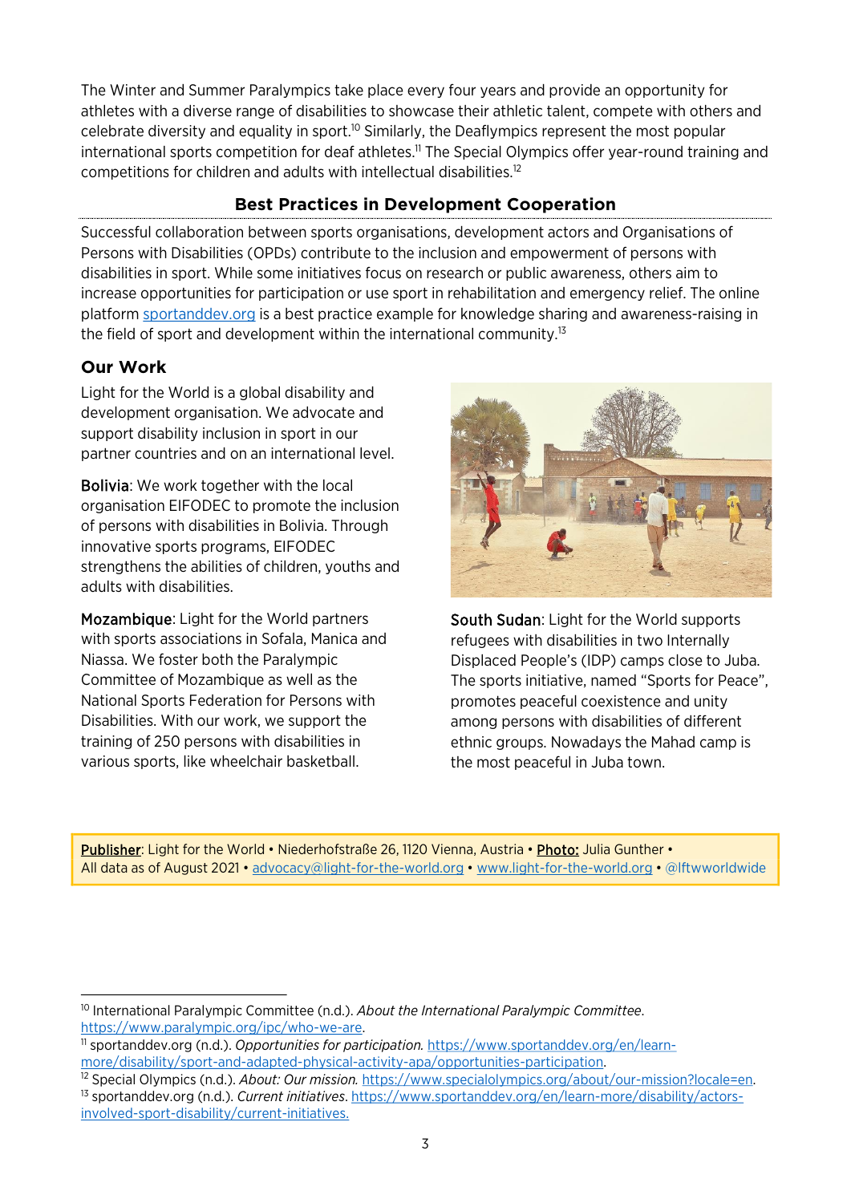The Winter and Summer Paralympics take place every four years and provide an opportunity for athletes with a diverse range of disabilities to showcase their athletic talent, compete with others and celebrate diversity and equality in sport.[10] Similarly, the Deaflympics represent the most popular international sports competition for deaf athletes.[11] The Special Olympics offer year-round training and competitions for children and adults with intellectual disabilities.[12]

## Best Practices in Development Cooperation

Successful collaboration between sports organisations, development actors and Organisations of Persons with Disabilities (OPDs) contribute to the inclusion and empowerment of persons with disabilities in sport. While some initiatives focus on research or public awareness, others aim to increase opportunities for participation or use sport in rehabilitation and emergency relief. The online platform [sportanddev.org](https://www.sportanddev.org) is a best practice example for knowledge sharing and awareness-raising in the field of sport and development within the international community.[13]

### Our Work

Light for the World is a global disability and development organisation. We advocate and support disability inclusion in sport in our partner countries and on an international level.

Bolivia: We work together with the local organisation EIFODEC to promote the inclusion of persons with disabilities in Bolivia. Through innovative sports programs, EIFODEC strengthens the abilities of children, youths and adults with disabilities.

Mozambique: Light for the World partners with sports associations in Sofala, Manica and Niassa. We foster both the Paralympic Committee of Mozambique as well as the National Sports Federation for Persons with Disabilities. With our work, we support the training of 250 persons with disabilities in various sports, like wheelchair basketball.

South Sudan: Light for the World supports refugees with disabilities in two Internally Displaced People's (IDP) camps close to Juba. The sports initiative, named "Sports for Peace", promotes peaceful coexistence and unity among persons with disabilities of different ethnic groups. Nowadays the Mahad camp is the most peaceful in Juba town.

Publisher: Light for the World • Niederhofstraße 26, 1120 Vienna, Austria • Photo: Julia Gunther • All data as of August 2021 • advocacy@light-for-the-world.org • www.light-for-the-world.org • @lftwworldwide

---

[10] International Paralympic Committee (n.d.). *About the International Paralympic Committee*. https://www.paralympic.org/ipc/who-we-are.

[11] sportanddev.org (n.d.). *Opportunities for participation*. https://www.sportanddev.org/en/learn-more/disability/sport-and-adapted-physical-activity-apa/opportunities-participation.

[12] Special Olympics (n.d.). *About: Our mission*. https://www.specialolympics.org/about/our-mission?locale=en.

[13] sportanddev.org (n.d.). *Current initiatives*. https://www.sportanddev.org/en/learn-more/disability/actors-involved-sport-disability/current-initiatives.